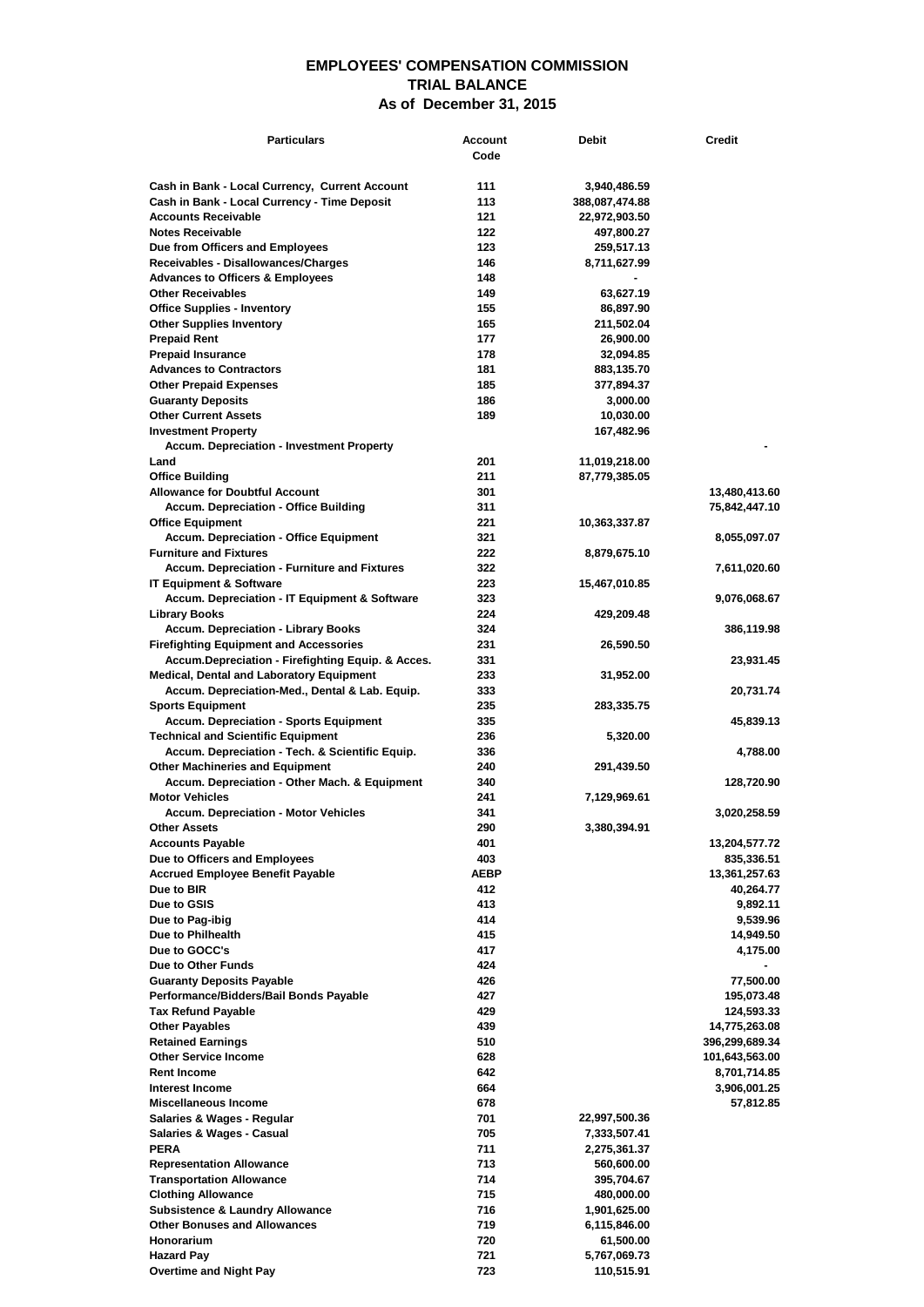# EMPLOYEES' COMPENSATION COMMISSION
## TRIAL BALANCE
## As of December 31, 2015

| Particulars | Account Code | Debit | Credit |
|---|---|---|---|
| Cash in Bank - Local Currency, Current Account | 111 | 3,940,486.59 | |
| Cash in Bank - Local Currency - Time Deposit | 113 | 388,087,474.88 | |
| Accounts Receivable | 121 | 22,972,903.50 | |
| Notes Receivable | 122 | 497,800.27 | |
| Due from Officers and Employees | 123 | 259,517.13 | |
| Receivables - Disallowances/Charges | 146 | 8,711,627.99 | |
| Advances to Officers & Employees | 148 | - | |
| Other Receivables | 149 | 63,627.19 | |
| Office Supplies - Inventory | 155 | 86,897.90 | |
| Other Supplies Inventory | 165 | 211,502.04 | |
| Prepaid Rent | 177 | 26,900.00 | |
| Prepaid Insurance | 178 | 32,094.85 | |
| Advances to Contractors | 181 | 883,135.70 | |
| Other Prepaid Expenses | 185 | 377,894.37 | |
| Guaranty Deposits | 186 | 3,000.00 | |
| Other Current Assets | 189 | 10,030.00 | |
| Investment Property | | 167,482.96 | |
| Accum. Depreciation - Investment Property | | | - |
| Land | 201 | 11,019,218.00 | |
| Office Building | 211 | 87,779,385.05 | |
| Allowance for Doubtful Account | 301 | | 13,480,413.60 |
| Accum. Depreciation - Office Building | 311 | | 75,842,447.10 |
| Office Equipment | 221 | 10,363,337.87 | |
| Accum. Depreciation - Office Equipment | 321 | | 8,055,097.07 |
| Furniture and Fixtures | 222 | 8,879,675.10 | |
| Accum. Depreciation - Furniture and Fixtures | 322 | | 7,611,020.60 |
| IT Equipment & Software | 223 | 15,467,010.85 | |
| Accum. Depreciation - IT Equipment & Software | 323 | | 9,076,068.67 |
| Library Books | 224 | 429,209.48 | |
| Accum. Depreciation - Library Books | 324 | | 386,119.98 |
| Firefighting Equipment and Accessories | 231 | 26,590.50 | |
| Accum.Depreciation - Firefighting Equip. & Acces. | 331 | | 23,931.45 |
| Medical, Dental and Laboratory Equipment | 233 | 31,952.00 | |
| Accum. Depreciation-Med., Dental & Lab. Equip. | 333 | | 20,731.74 |
| Sports Equipment | 235 | 283,335.75 | |
| Accum. Depreciation - Sports Equipment | 335 | | 45,839.13 |
| Technical and Scientific Equipment | 236 | 5,320.00 | |
| Accum. Depreciation - Tech. & Scientific Equip. | 336 | | 4,788.00 |
| Other Machineries and Equipment | 240 | 291,439.50 | |
| Accum. Depreciation - Other Mach. & Equipment | 340 | | 128,720.90 |
| Motor Vehicles | 241 | 7,129,969.61 | |
| Accum. Depreciation - Motor Vehicles | 341 | | 3,020,258.59 |
| Other Assets | 290 | 3,380,394.91 | |
| Accounts Payable | 401 | | 13,204,577.72 |
| Due to Officers and Employees | 403 | | 835,336.51 |
| Accrued Employee Benefit Payable | AEBP | | 13,361,257.63 |
| Due to BIR | 412 | | 40,264.77 |
| Due to GSIS | 413 | | 9,892.11 |
| Due to Pag-ibig | 414 | | 9,539.96 |
| Due to Philhealth | 415 | | 14,949.50 |
| Due to GOCC's | 417 | | 4,175.00 |
| Due to Other Funds | 424 | | - |
| Guaranty Deposits Payable | 426 | | 77,500.00 |
| Performance/Bidders/Bail Bonds Payable | 427 | | 195,073.48 |
| Tax Refund Payable | 429 | | 124,593.33 |
| Other Payables | 439 | | 14,775,263.08 |
| Retained Earnings | 510 | | 396,299,689.34 |
| Other Service Income | 628 | | 101,643,563.00 |
| Rent Income | 642 | | 8,701,714.85 |
| Interest Income | 664 | | 3,906,001.25 |
| Miscellaneous Income | 678 | | 57,812.85 |
| Salaries & Wages - Regular | 701 | 22,997,500.36 | |
| Salaries & Wages - Casual | 705 | 7,333,507.41 | |
| PERA | 711 | 2,275,361.37 | |
| Representation Allowance | 713 | 560,600.00 | |
| Transportation Allowance | 714 | 395,704.67 | |
| Clothing Allowance | 715 | 480,000.00 | |
| Subsistence & Laundry Allowance | 716 | 1,901,625.00 | |
| Other Bonuses and Allowances | 719 | 6,115,846.00 | |
| Honorarium | 720 | 61,500.00 | |
| Hazard Pay | 721 | 5,767,069.73 | |
| Overtime and Night Pay | 723 | 110,515.91 | |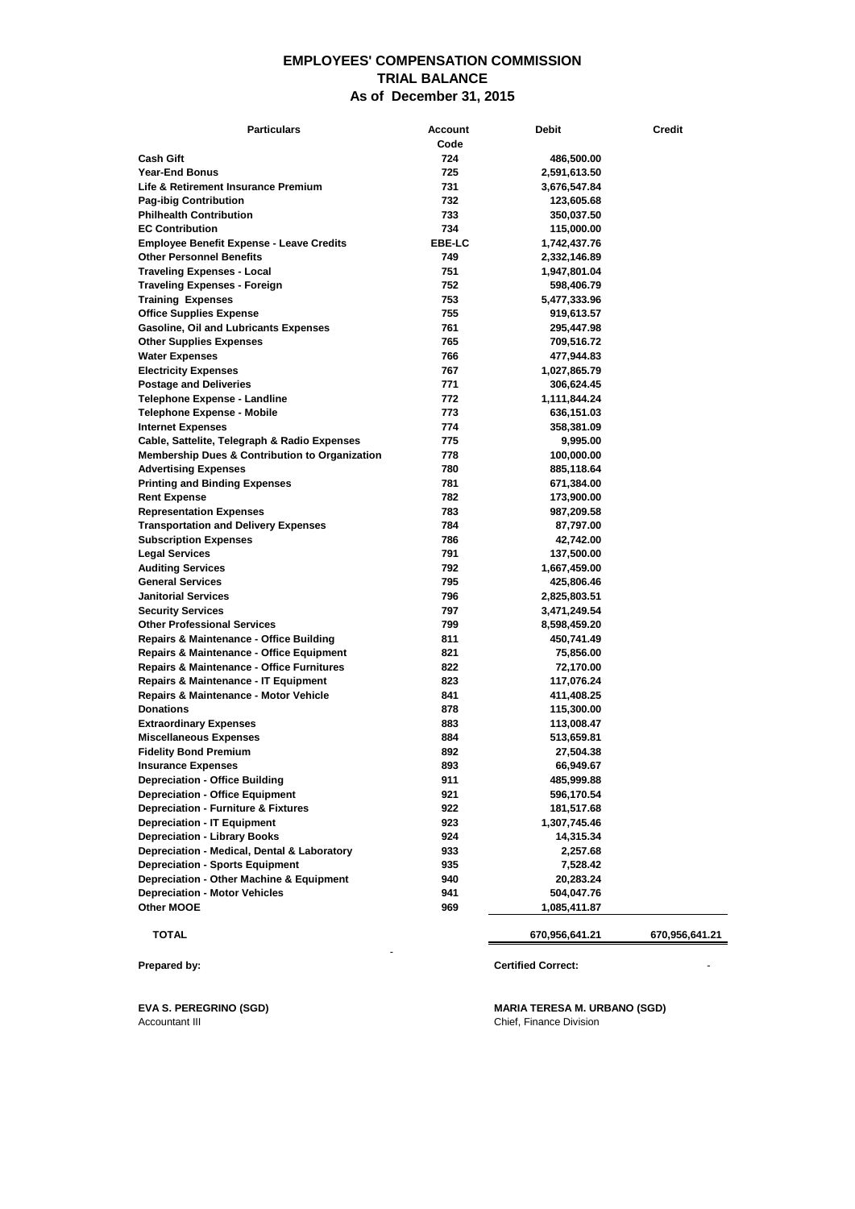# EMPLOYEES' COMPENSATION COMMISSION
## TRIAL BALANCE
### As of December 31, 2015

| Particulars | Account Code | Debit | Credit |
|---|---|---|---|
| Cash Gift | 724 | 486,500.00 | |
| Year-End Bonus | 725 | 2,591,613.50 | |
| Life & Retirement Insurance Premium | 731 | 3,676,547.84 | |
| Pag-ibig Contribution | 732 | 123,605.68 | |
| Philhealth Contribution | 733 | 350,037.50 | |
| EC Contribution | 734 | 115,000.00 | |
| Employee Benefit Expense - Leave Credits | EBE-LC | 1,742,437.76 | |
| Other Personnel Benefits | 749 | 2,332,146.89 | |
| Traveling Expenses - Local | 751 | 1,947,801.04 | |
| Traveling Expenses - Foreign | 752 | 598,406.79 | |
| Training Expenses | 753 | 5,477,333.96 | |
| Office Supplies Expense | 755 | 919,613.57 | |
| Gasoline, Oil and Lubricants Expenses | 761 | 295,447.98 | |
| Other Supplies Expenses | 765 | 709,516.72 | |
| Water Expenses | 766 | 477,944.83 | |
| Electricity Expenses | 767 | 1,027,865.79 | |
| Postage and Deliveries | 771 | 306,624.45 | |
| Telephone Expense - Landline | 772 | 1,111,844.24 | |
| Telephone Expense - Mobile | 773 | 636,151.03 | |
| Internet Expenses | 774 | 358,381.09 | |
| Cable, Sattelite, Telegraph & Radio Expenses | 775 | 9,995.00 | |
| Membership Dues & Contribution to Organization | 778 | 100,000.00 | |
| Advertising Expenses | 780 | 885,118.64 | |
| Printing and Binding Expenses | 781 | 671,384.00 | |
| Rent Expense | 782 | 173,900.00 | |
| Representation Expenses | 783 | 987,209.58 | |
| Transportation and Delivery Expenses | 784 | 87,797.00 | |
| Subscription Expenses | 786 | 42,742.00 | |
| Legal Services | 791 | 137,500.00 | |
| Auditing Services | 792 | 1,667,459.00 | |
| General Services | 795 | 425,806.46 | |
| Janitorial Services | 796 | 2,825,803.51 | |
| Security Services | 797 | 3,471,249.54 | |
| Other Professional Services | 799 | 8,598,459.20 | |
| Repairs & Maintenance - Office Building | 811 | 450,741.49 | |
| Repairs & Maintenance - Office Equipment | 821 | 75,856.00 | |
| Repairs & Maintenance - Office Furnitures | 822 | 72,170.00 | |
| Repairs & Maintenance - IT Equipment | 823 | 117,076.24 | |
| Repairs & Maintenance - Motor Vehicle | 841 | 411,408.25 | |
| Donations | 878 | 115,300.00 | |
| Extraordinary Expenses | 883 | 113,008.47 | |
| Miscellaneous Expenses | 884 | 513,659.81 | |
| Fidelity Bond Premium | 892 | 27,504.38 | |
| Insurance Expenses | 893 | 66,949.67 | |
| Depreciation - Office Building | 911 | 485,999.88 | |
| Depreciation - Office Equipment | 921 | 596,170.54 | |
| Depreciation - Furniture & Fixtures | 922 | 181,517.68 | |
| Depreciation - IT Equipment | 923 | 1,307,745.46 | |
| Depreciation - Library Books | 924 | 14,315.34 | |
| Depreciation - Medical, Dental & Laboratory | 933 | 2,257.68 | |
| Depreciation - Sports Equipment | 935 | 7,528.42 | |
| Depreciation - Other Machine & Equipment | 940 | 20,283.24 | |
| Depreciation - Motor Vehicles | 941 | 504,047.76 | |
| Other MOOE | 969 | 1,085,411.87 | |
| **TOTAL** | | **670,956,641.21** | **670,956,641.21** |

**Prepared by:** 

**Certified Correct:**

**EVA S. PEREGRINO (SGD)**
Accountant III

**MARIA TERESA M. URBANO (SGD)**
Chief, Finance Division